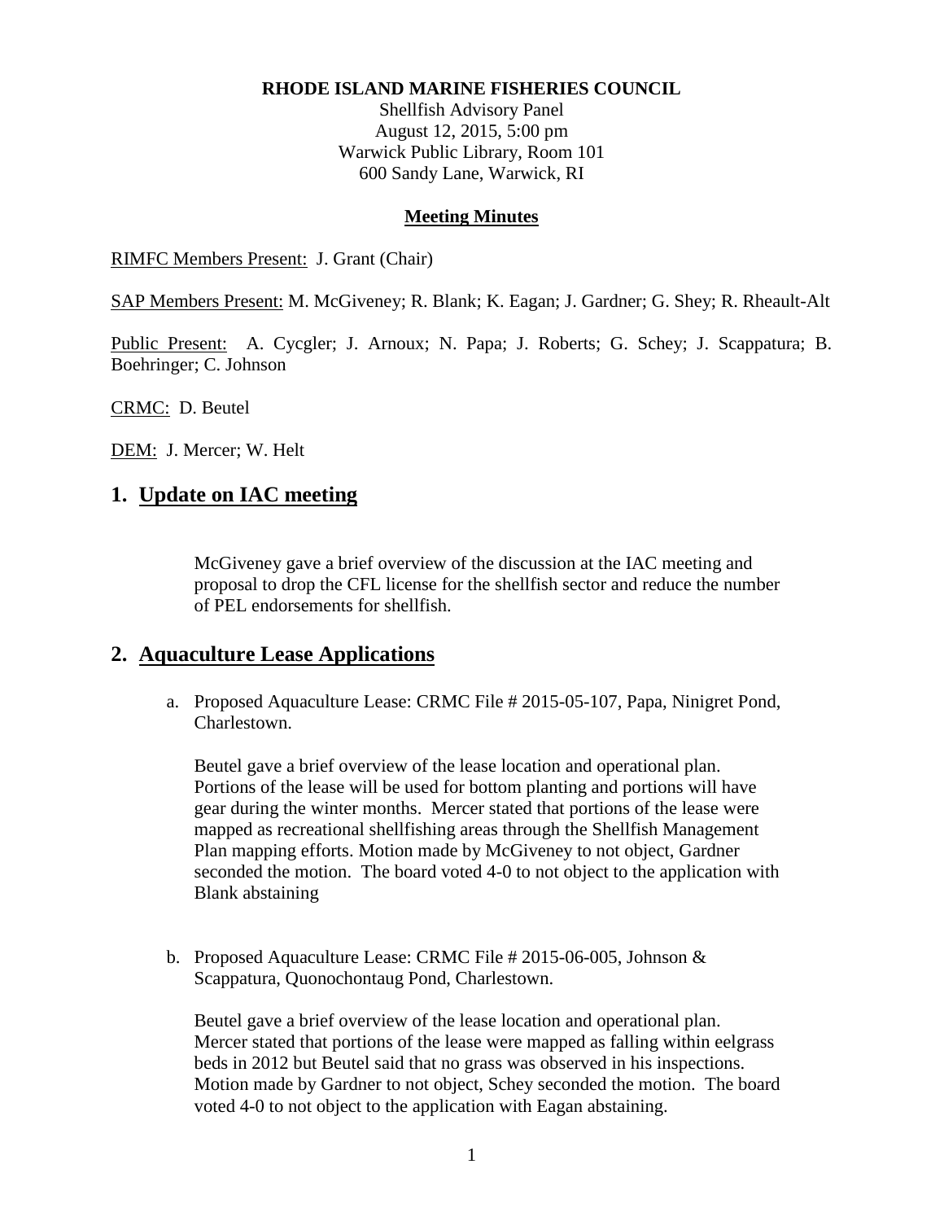**RHODE ISLAND MARINE FISHERIES COUNCIL**

Shellfish Advisory Panel
August 12, 2015, 5:00 pm
Warwick Public Library, Room 101
600 Sandy Lane, Warwick, RI

**Meeting Minutes**

RIMFC Members Present: J. Grant (Chair)

SAP Members Present: M. McGiveney; R. Blank; K. Eagan; J. Gardner; G. Shey; R. Rheault-Alt

Public Present: A. Cycgler; J. Arnoux; N. Papa; J. Roberts; G. Schey; J. Scappatura; B. Boehringer; C. Johnson

CRMC: D. Beutel

DEM: J. Mercer; W. Helt

## 1. Update on IAC meeting

McGiveney gave a brief overview of the discussion at the IAC meeting and proposal to drop the CFL license for the shellfish sector and reduce the number of PEL endorsements for shellfish.

## 2. Aquaculture Lease Applications

a. Proposed Aquaculture Lease: CRMC File # 2015-05-107, Papa, Ninigret Pond, Charlestown.

   Beutel gave a brief overview of the lease location and operational plan. Portions of the lease will be used for bottom planting and portions will have gear during the winter months. Mercer stated that portions of the lease were mapped as recreational shellfishing areas through the Shellfish Management Plan mapping efforts. Motion made by McGiveney to not object, Gardner seconded the motion. The board voted 4-0 to not object to the application with Blank abstaining

b. Proposed Aquaculture Lease: CRMC File # 2015-06-005, Johnson & Scappatura, Quonochontaug Pond, Charlestown.

   Beutel gave a brief overview of the lease location and operational plan. Mercer stated that portions of the lease were mapped as falling within eelgrass beds in 2012 but Beutel said that no grass was observed in his inspections. Motion made by Gardner to not object, Schey seconded the motion. The board voted 4-0 to not object to the application with Eagan abstaining.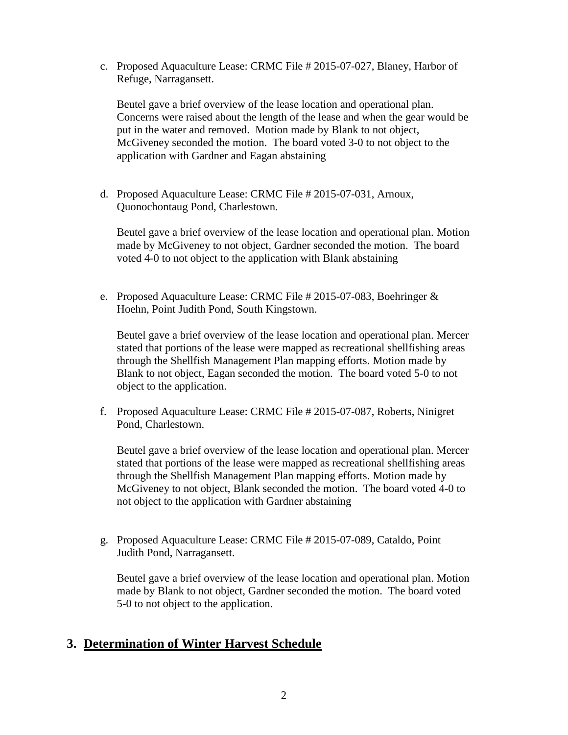c. Proposed Aquaculture Lease: CRMC File # 2015-07-027, Blaney, Harbor of Refuge, Narragansett.

   Beutel gave a brief overview of the lease location and operational plan. Concerns were raised about the length of the lease and when the gear would be put in the water and removed. Motion made by Blank to not object, McGiveney seconded the motion. The board voted 3-0 to not object to the application with Gardner and Eagan abstaining

d. Proposed Aquaculture Lease: CRMC File # 2015-07-031, Arnoux, Quonochontaug Pond, Charlestown.

   Beutel gave a brief overview of the lease location and operational plan. Motion made by McGiveney to not object, Gardner seconded the motion. The board voted 4-0 to not object to the application with Blank abstaining

e. Proposed Aquaculture Lease: CRMC File # 2015-07-083, Boehringer & Hoehn, Point Judith Pond, South Kingstown.

   Beutel gave a brief overview of the lease location and operational plan. Mercer stated that portions of the lease were mapped as recreational shellfishing areas through the Shellfish Management Plan mapping efforts. Motion made by Blank to not object, Eagan seconded the motion. The board voted 5-0 to not object to the application.

f. Proposed Aquaculture Lease: CRMC File # 2015-07-087, Roberts, Ninigret Pond, Charlestown.

   Beutel gave a brief overview of the lease location and operational plan. Mercer stated that portions of the lease were mapped as recreational shellfishing areas through the Shellfish Management Plan mapping efforts. Motion made by McGiveney to not object, Blank seconded the motion. The board voted 4-0 to not object to the application with Gardner abstaining

g. Proposed Aquaculture Lease: CRMC File # 2015-07-089, Cataldo, Point Judith Pond, Narragansett.

   Beutel gave a brief overview of the lease location and operational plan. Motion made by Blank to not object, Gardner seconded the motion. The board voted 5-0 to not object to the application.

## 3. Determination of Winter Harvest Schedule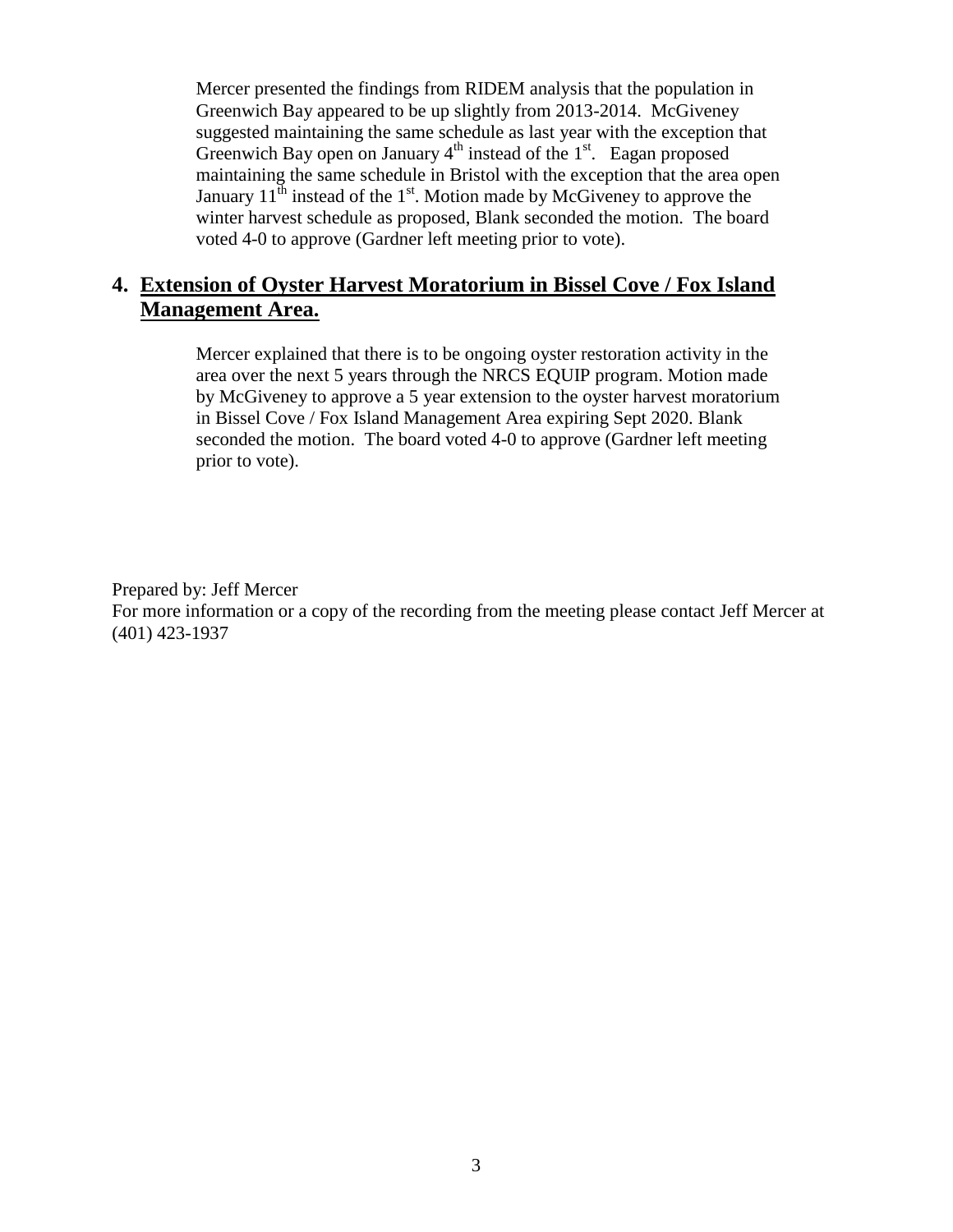Mercer presented the findings from RIDEM analysis that the population in Greenwich Bay appeared to be up slightly from 2013-2014. McGiveney suggested maintaining the same schedule as last year with the exception that Greenwich Bay open on January 4th instead of the 1st. Eagan proposed maintaining the same schedule in Bristol with the exception that the area open January 11th instead of the 1st. Motion made by McGiveney to approve the winter harvest schedule as proposed, Blank seconded the motion. The board voted 4-0 to approve (Gardner left meeting prior to vote).

## 4. Extension of Oyster Harvest Moratorium in Bissel Cove / Fox Island Management Area.

Mercer explained that there is to be ongoing oyster restoration activity in the area over the next 5 years through the NRCS EQUIP program. Motion made by McGiveney to approve a 5 year extension to the oyster harvest moratorium in Bissel Cove / Fox Island Management Area expiring Sept 2020. Blank seconded the motion. The board voted 4-0 to approve (Gardner left meeting prior to vote).

Prepared by: Jeff Mercer

For more information or a copy of the recording from the meeting please contact Jeff Mercer at (401) 423-1937